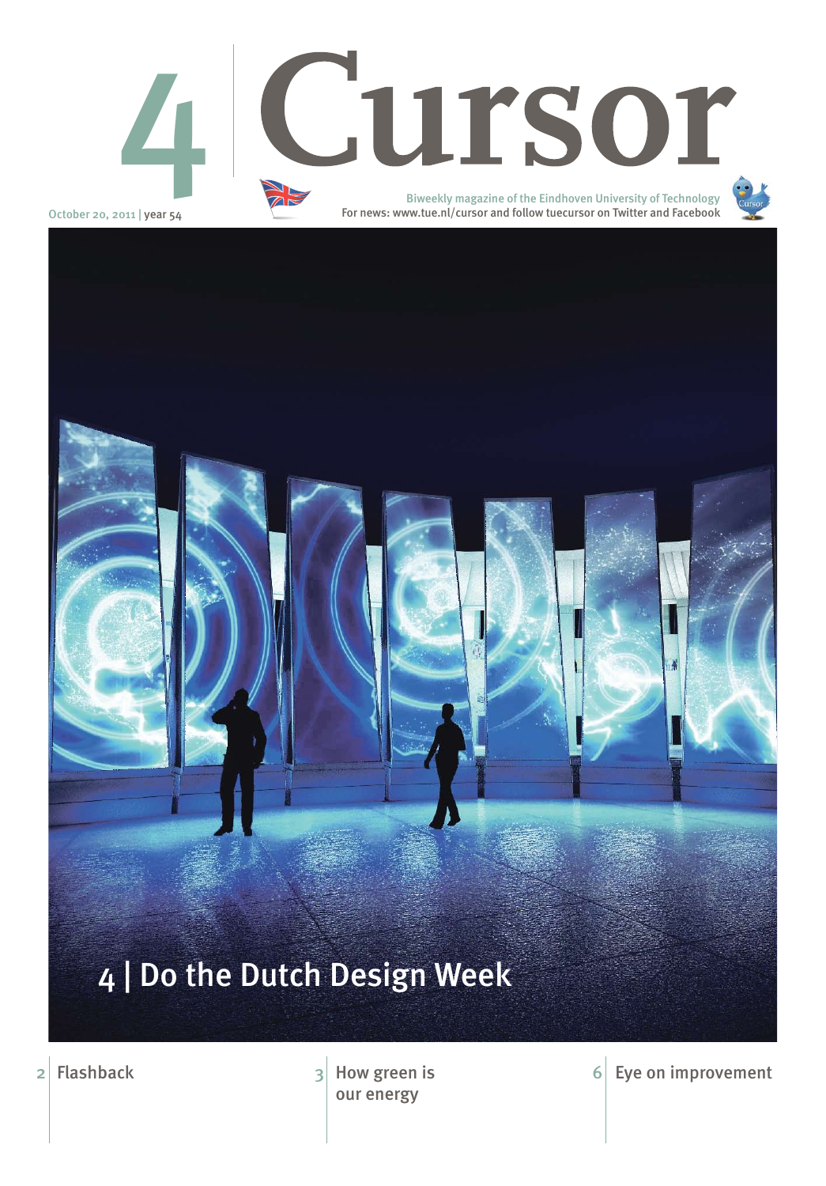# 4 Cursor

October 20, 2011 | year 54

Biweekly magazine of the Eindhoven University of Technology
For news: www.tue.nl/cursor and follow tuecursor on Twitter and Facebook

## 4 | Do the Dutch Design Week

2 | Flashback

3 | How green is our energy

6 | Eye on improvement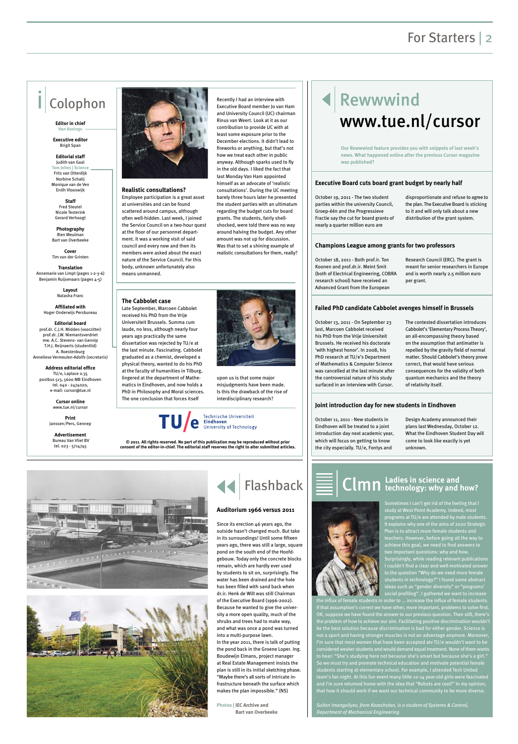## Colophon

**Editor in chief**
Han Konings

**Executive editor**
Brigit Span

**Editorial staff**
Judith van Gaal
Tom Jeltes | Science
Frits van Otterdijk
Norbine Schalij
Monique van de Ven
Enith Vlooswijk

**Staff**
Fred Steutel
Nicole Testerink
Gerard Verhoogt

**Photography**
Rien Meulman
Bart van Overbeeke

**Cover**
Tim van der Grinten

**Translation**
Annemarie van Limpt (pages 1-2-3-6)
Benjamin Ruijsenaars (pages 4-5)

**Layout**
Natasha Franc

**Affiliated with**
Hoger Onderwijs Persbureau

**Editorial board**
prof.dr. C.J.H. Midden (voorzitter)
prof.dr. J.W. Niemantsverdriet
mw. A.C. Stevens- van Gennip
T.H.J. Reijnaerts (studentlid)
A. Roestenburg
Anneliese Vermeulen-Adolfs (secretaris)

**Address editorial office**
TU/e, Laplace 0.35
postbus 513, 5600 MB Eindhoven
tel. 040 - 2474020,
e-mail: cursor@tue.nl

**Cursor online**
www.tue.nl/cursor

**Print**
Janssen/Pers, Gennep

**Advertisement**
Bureau Van Vliet BV
tel. 023 - 5714745

### Realistic consultations?

Employee participation is a great asset at universities and can be found scattered around campus, although often well-hidden. Last week, I joined the Service Council on a two-hour quest at the floor of our personnel department. It was a working visit of said council and every now and then its members were asked about the exact nature of the Service Council. For this body, unknown unfortunately also means unmanned.

Recently I had an interview with Executive Board member Jo van Ham and University Council (UC) chairman Rinus van Weert. Look at it as our contribution to provide UC with at least some exposure prior to the December elections. It didn't lead to fireworks or anything, but that's not how we treat each other in public anyway. Although sparks used to fly in the old days. I liked the fact that last Monday Van Ham appointed himself as an advocate of 'realistic consultations'. During the UC meeting barely three hours later he presented the student parties with an ultimatum regarding the budget cuts for board grants. The students, fairly shell-shocked, were told there was no way around halving the budget. Any other amount was not up for discussion. Was that to set a shining example of realistic consultations for them, really?

### The Cabbolet case

Late September, Marcoen Cabbolet received his PhD from the Vrije Universiteit Brussels. Summa cum laude, no less, although nearly four years ago practically the same dissertation was rejected by TU/e at the last minute. Fascinating. Cabbolet graduated as a chemist, developed a physical theory, wanted to do his PhD at the faculty of humanities in Tilburg, lingered at the department of Mathematics in Eindhoven, and now holds a PhD in Philosophy and Moral sciences. The one conclusion that forces itself upon us is that some major misjudgments have been made. Is this the drawback of the rise of interdisciplinary research?

Technische Universiteit **Eindhoven** University of Technology

**© 2011. All rights reserved. No part of this publication may be reproduced without prior consent of the editor-in-chief. The editorial staff reserves the right to alter submitted articles.**

## Rewwwind www.tue.nl/cursor

**Our Rewwwind feature provides you with snippets of last week's news. What happened online after the previous Cursor magazine was published?**

### Executive Board cuts board grant budget by nearly half

October 19, 2011 - The two student parties within the university Council, Groep-één and the Progressieve Fractie say the cut for board grants of nearly a quarter million euro are disproportionate and refuse to agree to the plan. The Executive Board is sticking to it and will only talk about a new distribution of the grant system.

### Champions League among grants for two professors

October 18, 2011 - Both prof.ir. Ton Koonen and prof.dr.ir. Meint Smit (both of Electrical Engineering, COBRA research school) have received an Advanced Grant from the European Research Council (ERC). The grant is meant for senior researchers in Europe and is worth nearly 2.5 million euro per grant.

### Failed PhD candidate Cabbolet avenges himself in Brussels

October 13, 2011 - On September 23 last, Marcoen Cabbolet received his PhD from the Vrije Universiteit Brussels. He received his doctorate 'with highest honor'. In 2008, his PhD research at TU/e's Department of Mathematics & Computer Science was cancelled at the last minute after the controversial nature of his study surfaced in an interview with Cursor. The contested dissertation introduces Cabbolet's 'Elementary Process Theory', an all-encompassing theory based on the assumption that antimatter is repelled by the gravity field of normal matter. Should Cabbolet's theory prove correct, that would have serious consequences for the validity of both quantum mechanics and the theory of relativity itself.

### Joint introduction day for new students in Eindhoven

October 11, 2011 - New students in Eindhoven will be treated to a joint introduction day next academic year, which will focus on getting to know the city especially. TU/e, Fontys and Design Academy announced their plans last Wednesday, October 12. What the Eindhoven Student Day will come to look like exactly is yet unknown.

## Flashback

### Auditorium 1966 versus 2011

Since its erection 46 years ago, the outside hasn't changed much. But take in its surroundings! Until some fifteen years ago, there was still a large, square pond on the south end of the Hoofdgebouw. Today only the concrete blocks remain, which are hardly ever used by students to sit on, surprisingly. The water has been drained and the hole has been filled with sand back when dr.ir. Henk de Wilt was still Chairman of the Executive Board (1996-2002). Because he wanted to give the university a more open quality, much of the shrubs and trees had to make way, and what was once a pond was turned into a multi-purpose lawn.
In the year 2011, there is talk of putting the pond back in the Groene Loper. Ing. Boudewijn Elmans, project manager at Real Estate Management insists the plan is still in its initial sketching phase. "Maybe there's all sorts of intricate infrastructure beneath the surface which makes the plan impossible." (NS)

Photos | IEC Archive and Bart van Overbeeke

## Clmn Ladies in science and technology: why and how?

Sometimes I can't get rid of the feeling that I study at West Point Academy. Indeed, most programs at TU/e are attended by male students. It explains why one of the aims of 2020 Strategic Plan is to attract more female students and teachers. However, before going all the way to achieve this goal, we need to find answers to two important questions: why and how.
Surprisingly, while reading relevant publications I couldn't find a clear and well-motivated answer to the question "Why do we need more female students in technology?" I found some abstract ideas such as "gender diversity" or "programs' social profiling". I gathered we want to increase the influx of female students in order to ... increase the influx of female students. If that assumption's correct we have other, more important, problems to solve first. OK, suppose we have found the answer to our previous question. Then still, there's the problem of how to achieve our aim. Facilitating positive discrimination wouldn't be the best solution because discrimination is bad for either gender. Science is not a sport and having stronger muscles is not an advantage anymore. Moreover, I'm sure that most women that have been accepted atv TU/e wouldn't want to be considered weaker students and would demand equal treatment. None of them wants to hear: "She's studying here not because she's smart but because she's a girl." So we must try and promote technical education and motivate potential female students starting at elementary school. For example, I attended Tech United team's fan night. At this fun event many little 10-14 year-old girls were fascinated and I'm sure returned home with the idea that "Robots are cool!" In my opinion, that how it should work if we want our technical community to be more diverse.

*Sultan Imangaliyev, from Kazakhstan, is a student of Systems & Control, Department of Mechanical Engineering*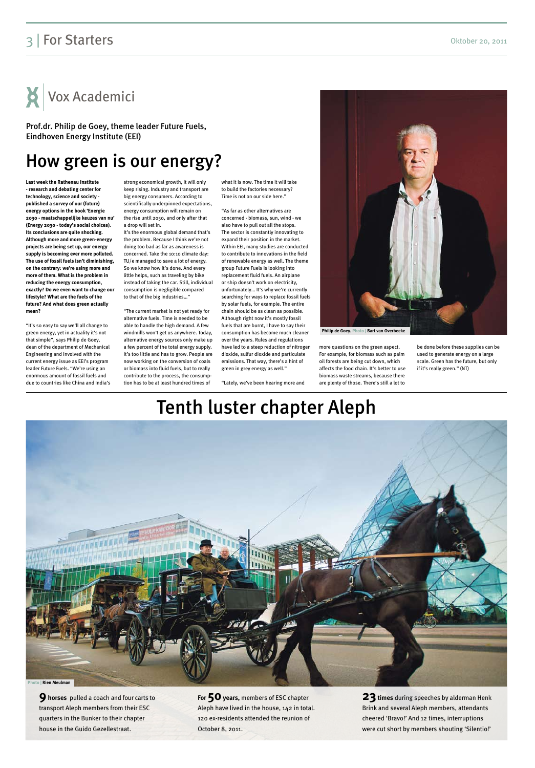## Vox Academici

Prof.dr. Philip de Goey, theme leader Future Fuels, Eindhoven Energy Institute (EEI)

# How green is our energy?

**Last week the Rathenau Institute - research and debating center for technology, science and society - published a survey of our (future) energy options in the book 'Energie 2030 - maatschappelijke keuzes van nu' (Energy 2030 - today's social choices). Its conclusions are quite shocking. Although more and more green-energy projects are being set up, our energy supply is becoming ever more polluted. The use of fossil fuels isn't diminishing, on the contrary: we're using more and more of them. What is the problem in reducing the energy consumption, exactly? Do we even want to change our lifestyle? What are the fuels of the future? And what does green actually mean?**

"It's so easy to say we'll all change to green energy, yet in actuality it's not that simple", says Philip de Goey, dean of the department of Mechanical Engineering and involved with the current energy issue as EEI's program leader Future Fuels. "We're using an enormous amount of fossil fuels and due to countries like China and India's strong economical growth, it will only keep rising. Industry and transport are big energy consumers. According to scientifically underpinned expectations, energy consumption will remain on the rise until 2050, and only after that a drop will set in.

It's the enormous global demand that's the problem. Because I think we're not doing too bad as far as awareness is concerned. Take the 10:10 climate day: TU/e managed to save a lot of energy. So we know how it's done. And every little helps, such as traveling by bike instead of taking the car. Still, individual consumption is negligible compared to that of the big industries..."

"The current market is not yet ready for alternative fuels. Time is needed to be able to handle the high demand. A few windmills won't get us anywhere. Today, alternative energy sources only make up a few percent of the total energy supply. It's too little and has to grow. People are now working on the conversion of coals or biomass into fluid fuels, but to really contribute to the process, the consumption has to be at least hundred times of what it is now. The time it will take to build the factories necessary? Time is not on our side here."

"As far as other alternatives are concerned - biomass, sun, wind - we also have to pull out all the stops. The sector is constantly innovating to expand their position in the market. Within EEI, many studies are conducted to contribute to innovations in the field of renewable energy as well. The theme group Future Fuels is looking into replacement fluid fuels. An airplane or ship doesn't work on electricity, unfortunately... It's why we're currently searching for ways to replace fossil fuels by solar fuels, for example. The entire chain should be as clean as possible. Although right now it's mostly fossil fuels that are burnt, I have to say their consumption has become much cleaner over the years. Rules and regulations have led to a steep reduction of nitrogen dioxide, sulfur dioxide and particulate emissions. That way, there's a hint of green in grey energy as well."

"Lately, we've been hearing more and more questions on the green aspect. For example, for biomass such as palm oil forests are being cut down, which affects the food chain. It's better to use biomass waste streams, because there are plenty of those. There's still a lot to be done before these supplies can be used to generate energy on a large scale. Green has the future, but only if it's really green." (NT)

Philip de Goey. Photo | Bart van Overbeeke

# Tenth luster chapter Aleph

Photo | Rien Meulman

**9 horses** pulled a coach and four carts to transport Aleph members from their ESC quarters in the Bunker to their chapter house in the Guido Gezellestraat.

For **50 years,** members of ESC chapter Aleph have lived in the house, 142 in total. 120 ex-residents attended the reunion of October 8, 2011.

**23 times** during speeches by alderman Henk Brink and several Aleph members, attendants cheered 'Bravo!' And 12 times, interruptions were cut short by members shouting 'Silentio!'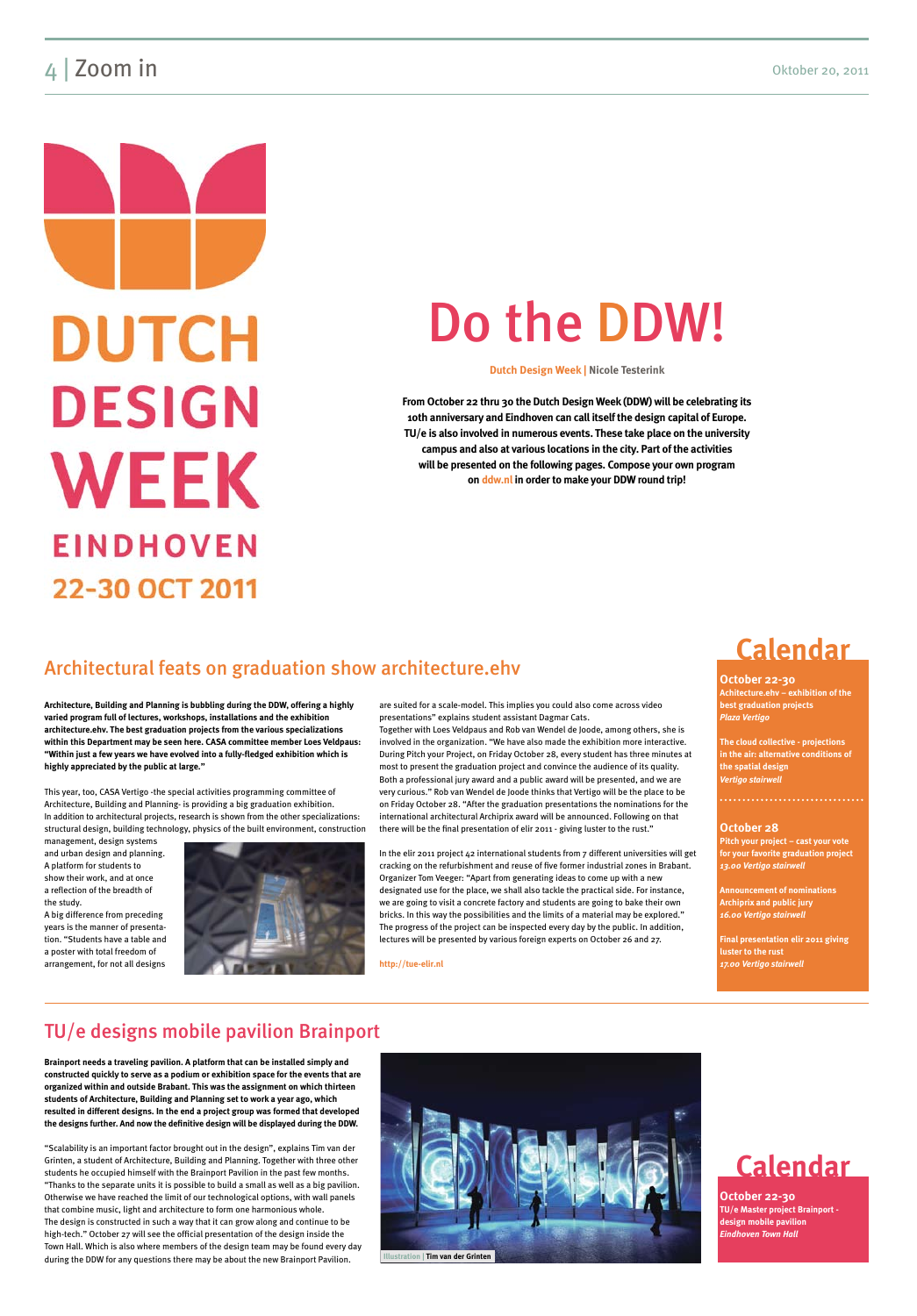DUTCH DESIGN WEEK EINDHOVEN 22-30 OCT 2011

# Do the DDW!

**Dutch Design Week | Nicole Testerink**

**From October 22 thru 30 the Dutch Design Week (DDW) will be celebrating its 10th anniversary and Eindhoven can call itself the design capital of Europe. TU/e is also involved in numerous events. These take place on the university campus and also at various locations in the city. Part of the activities will be presented on the following pages. Compose your own program on ddw.nl in order to make your DDW round trip!**

## Architectural feats on graduation show architecture.ehv

**Architecture, Building and Planning is bubbling during the DDW, offering a highly varied program full of lectures, workshops, installations and the exhibition architecture.ehv. The best graduation projects from the various specializations within this Department may be seen here. CASA committee member Loes Veldpaus: "Within just a few years we have evolved into a fully-fledged exhibition which is highly appreciated by the public at large."**

This year, too, CASA Vertigo -the special activities programming committee of Architecture, Building and Planning- is providing a big graduation exhibition. In addition to architectural projects, research is shown from the other specializations: structural design, building technology, physics of the built environment, construction management, design systems and urban design and planning. A platform for students to show their work, and at once a reflection of the breadth of the study.

A big difference from preceding years is the manner of presentation. "Students have a table and a poster with total freedom of arrangement, for not all designs are suited for a scale-model. This implies you could also come across video presentations" explains student assistant Dagmar Cats.

Together with Loes Veldpaus and Rob van Wendel de Joode, among others, she is involved in the organization. "We have also made the exhibition more interactive. During Pitch your Project, on Friday October 28, every student has three minutes at most to present the graduation project and convince the audience of its quality. Both a professional jury award and a public award will be presented, and we are very curious." Rob van Wendel de Joode thinks that Vertigo will be the place to be on Friday October 28. "After the graduation presentations the nominations for the international architectural Archiprix award will be announced. Following on that there will be the final presentation of elir 2011 - giving luster to the rust."

In the elir 2011 project 42 international students from 7 different universities will get cracking on the refurbishment and reuse of five former industrial zones in Brabant. Organizer Tom Veeger: "Apart from generating ideas to come up with a new designated use for the place, we shall also tackle the practical side. For instance, we are going to visit a concrete factory and students are going to bake their own bricks. In this way the possibilities and the limits of a material may be explored." The progress of the project can be inspected every day by the public. In addition, lectures will be presented by various foreign experts on October 26 and 27.

http://tue-elir.nl

### Calendar

**October 22-30**
**Achitecture.ehv – exhibition of the best graduation projects**
*Plaza Vertigo*

**The cloud collective - projections in the air: alternative conditions of the spatial design**
*Vertigo stairwell*

**October 28**
**Pitch your project – cast your vote for your favorite graduation project**
*13.00 Vertigo stairwell*

**Announcement of nominations Archiprix and public jury**
*16.00 Vertigo stairwell*

**Final presentation elir 2011 giving luster to the rust**
*17.00 Vertigo stairwell*

## TU/e designs mobile pavilion Brainport

**Brainport needs a traveling pavilion. A platform that can be installed simply and constructed quickly to serve as a podium or exhibition space for the events that are organized within and outside Brabant. This was the assignment on which thirteen students of Architecture, Building and Planning set to work a year ago, which resulted in different designs. In the end a project group was formed that developed the designs further. And now the definitive design will be displayed during the DDW.**

"Scalability is an important factor brought out in the design", explains Tim van der Grinten, a student of Architecture, Building and Planning. Together with three other students he occupied himself with the Brainport Pavilion in the past few months. "Thanks to the separate units it is possible to build a small as well as a big pavilion. Otherwise we have reached the limit of our technological options, with wall panels that combine music, light and architecture to form one harmonious whole. The design is constructed in such a way that it can grow along and continue to be high-tech." October 27 will see the official presentation of the design inside the Town Hall. Which is also where members of the design team may be found every day during the DDW for any questions there may be about the new Brainport Pavilion.

Illustration | Tim van der Grinten

### Calendar

**October 22-30**
**TU/e Master project Brainport - design mobile pavilion**
*Eindhoven Town Hall*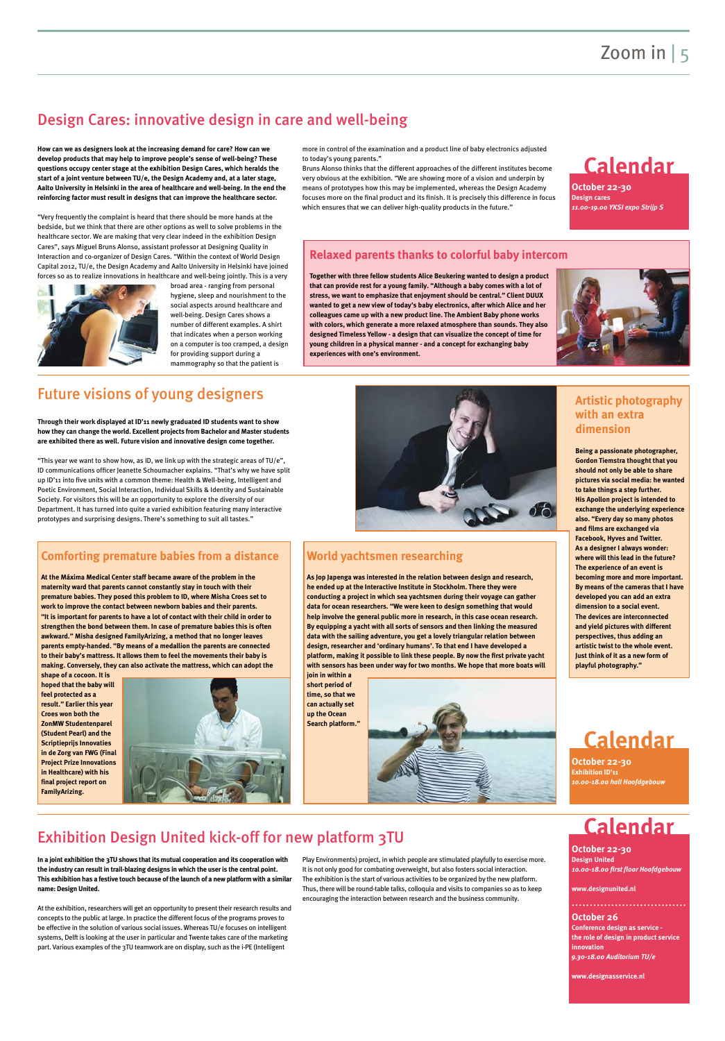## Design Cares: innovative design in care and well-being

**How can we as designers look at the increasing demand for care? How can we develop products that may help to improve people's sense of well-being? These questions occupy center stage at the exhibition Design Cares, which heralds the start of a joint venture between TU/e, the Design Academy and, at a later stage, Aalto University in Helsinki in the area of healthcare and well-being. In the end the reinforcing factor must result in designs that can improve the healthcare sector.**

"Very frequently the complaint is heard that there should be more hands at the bedside, but we think that there are other options as well to solve problems in the healthcare sector. We are making that very clear indeed in the exhibition Design Cares", says Miguel Bruns Alonso, assistant professor at Designing Quality in Interaction and co-organizer of Design Cares. "Within the context of World Design Capital 2012, TU/e, the Design Academy and Aalto University in Helsinki have joined forces so as to realize innovations in healthcare and well-being jointly. This is a very broad area - ranging from personal hygiene, sleep and nourishment to the social aspects around healthcare and well-being. Design Cares shows a number of different examples. A shirt that indicates when a person working on a computer is too cramped, a design for providing support during a mammography so that the patient is more in control of the examination and a product line of baby electronics adjusted to today's young parents."

Bruns Alonso thinks that the different approaches of the different institutes become very obvious at the exhibition. "We are showing more of a vision and underpin by means of prototypes how this may be implemented, whereas the Design Academy focuses more on the final product and its finish. It is precisely this difference in focus which ensures that we can deliver high-quality products in the future."

## Calendar

**October 22-30**
**Design cares**
***11.00-19.00 YKSI expo Strijp S***

### Relaxed parents thanks to colorful baby intercom

**Together with three fellow students Alice Beukering wanted to design a product that can provide rest for a young family. "Although a baby comes with a lot of stress, we want to emphasize that enjoyment should be central." Client DUUX wanted to get a new view of today's baby electronics, after which Alice and her colleagues came up with a new product line. The Ambient Baby phone works with colors, which generate a more relaxed atmosphere than sounds. They also designed Timeless Yellow - a design that can visualize the concept of time for young children in a physical manner - and a concept for exchanging baby experiences with one's environment.**

## Future visions of young designers

**Through their work displayed at ID'11 newly graduated ID students want to show how they can change the world. Excellent projects from Bachelor and Master students are exhibited there as well. Future vision and innovative design come together.**

"This year we want to show how, as ID, we link up with the strategic areas of TU/e", ID communications officer Jeanette Schoumacher explains. "That's why we have split up ID'11 into five units with a common theme: Health & Well-being, Intelligent and Poetic Environment, Social Interaction, Individual Skills & Identity and Sustainable Society. For visitors this will be an opportunity to explore the diversity of our Department. It has turned into quite a varied exhibition featuring many interactive prototypes and surprising designs. There's something to suit all tastes."

### Artistic photography with an extra dimension

**Being a passionate photographer, Gordon Tiemstra thought that you should not only be able to share pictures via social media: he wanted to take things a step further. His Apollon project is intended to exchange the underlying experience also. "Every day so many photos and films are exchanged via Facebook, Hyves and Twitter. As a designer I always wonder: where will this lead in the future? The experience of an event is becoming more and more important. By means of the cameras that I have developed you can add an extra dimension to a social event. The devices are interconnected and yield pictures with different perspectives, thus adding an artistic twist to the whole event. Just think of it as a new form of playful photography."**

### Comforting premature babies from a distance

**At the Máxima Medical Center staff became aware of the problem in the maternity ward that parents cannot constantly stay in touch with their premature babies. They posed this problem to ID, where Misha Croes set to work to improve the contact between newborn babies and their parents. "It is important for parents to have a lot of contact with their child in order to strengthen the bond between them. In case of premature babies this is often awkward." Misha designed FamilyArizing, a method that no longer leaves parents empty-handed. "By means of a medallion the parents are connected to their baby's mattress. It allows them to feel the movements their baby is making. Conversely, they can also activate the mattress, which can adopt the shape of a cocoon. It is hoped that the baby will feel protected as a result." Earlier this year Croes won both the ZonMW Studentenparel (Student Pearl) and the Scriptieprijs Innovaties in de Zorg van FWG (Final Project Prize Innovations in Healthcare) with his final project report on FamilyArizing.**

### World yachtsmen researching

**As Jop Japenga was interested in the relation between design and research, he ended up at the Interactive Institute in Stockholm. There they were conducting a project in which sea yachtsmen during their voyage can gather data for ocean researchers. "We were keen to design something that would help involve the general public more in research, in this case ocean research. By equipping a yacht with all sorts of sensors and then linking the measured data with the sailing adventure, you get a lovely triangular relation between design, researcher and 'ordinary humans'. To that end I have developed a platform, making it possible to link these people. By now the first private yacht with sensors has been under way for two months. We hope that more boats will join in within a short period of time, so that we can actually set up the Ocean Search platform."**

## Calendar

**October 22-30**
**Exhibition ID'11**
***10.00-18.00 hall Hoofdgebouw***

## Exhibition Design United kick-off for new platform 3TU

**In a joint exhibition the 3TU shows that its mutual cooperation and its cooperation with the industry can result in trail-blazing designs in which the user is the central point. This exhibition has a festive touch because of the launch of a new platform with a similar name: Design United.**

At the exhibition, researchers will get an opportunity to present their research results and concepts to the public at large. In practice the different focus of the programs proves to be effective in the solution of various social issues. Whereas TU/e focuses on intelligent systems, Delft is looking at the user in particular and Twente takes care of the marketing part. Various examples of the 3TU teamwork are on display, such as the i-PE (Intelligent Play Environments) project, in which people are stimulated playfully to exercise more. It is not only good for combating overweight, but also fosters social interaction. The exhibition is the start of various activities to be organized by the new platform. Thus, there will be round-table talks, colloquia and visits to companies so as to keep encouraging the interaction between research and the business community.

## Calendar

**October 22-30**
**Design United**
***10.00-18.00 first floor Hoofdgebouw***

**www.designunited.nl**

**October 26**
**Conference design as service - the role of design in product service innovation**
***9.30-18.00 Auditorium TU/e***

**www.designasservice.nl**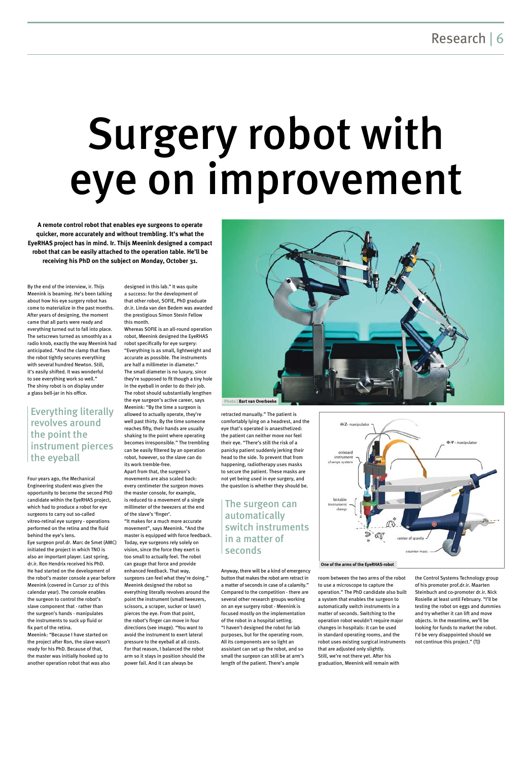# Surgery robot with eye on improvement

**A remote control robot that enables eye surgeons to operate quicker, more accurately and without trembling. It's what the EyeRHAS project has in mind. Ir. Thijs Meenink designed a compact robot that can be easily attached to the operation table. He'll be receiving his PhD on the subject on Monday, October 31.**

By the end of the interview, ir. Thijs Meenink is beaming. He's been talking about how his eye surgery robot has come to materialize in the past months. After years of designing, the moment came that all parts were ready and everything turned out to fall into place. The setscrews turned as smoothly as a radio knob, exactly the way Meenink had anticipated. "And the clamp that fixes the robot tightly secures everything with several hundred Newton. Still, it's easily shifted. It was wonderful to see everything work so well." The shiny robot is on display under a glass bell-jar in his office.

## Everything literally revolves around the point the instrument pierces the eyeball

Four years ago, the Mechanical Engineering student was given the opportunity to become the second PhD candidate within the EyeRHAS project, which had to produce a robot for eye surgeons to carry out so-called vitreo-retinal eye surgery - operations performed on the retina and the fluid behind the eye's lens.

Eye surgeon prof.dr. Marc de Smet (AMC) initiated the project in which TNO is also an important player. Last spring, dr.ir. Ron Hendrix received his PhD. He had started on the development of the robot's master console a year before Meenink (covered in Cursor 22 of this calendar year). The console enables the surgeon to control the robot's slave component that - rather than the surgeon's hands - manipulates the instruments to suck up fluid or fix part of the retina.

Meenink: "Because I have started on the project after Ron, the slave wasn't ready for his PhD. Because of that, the master was initially hooked up to another operation robot that was also designed in this lab." It was quite a success: for the development of that other robot, SOFIE, PhD graduate dr.ir. Linda van den Bedem was awarded the prestigious Simon Stevin Fellow this month.

Whereas SOFIE is an all-round operation robot, Meenink designed the EyeRHAS robot specifically for eye surgery: "Everything is as small, lightweight and accurate as possible. The instruments are half a millimeter in diameter." The small diameter is no luxury, since they're supposed to fit though a tiny hole in the eyeball in order to do their job.

The robot should substantially lengthen the eye surgeon's active career, says Meenink: "By the time a surgeon is allowed to actually operate, they're well past thirty. By the time someone reaches fifty, their hands are usually shaking to the point where operating becomes irresponsible." The trembling can be easily filtered by an operation robot, however, so the slave can do its work tremble-free.

Apart from that, the surgeon's movements are also scaled back: every centimeter the surgeon moves the master console, for example, is reduced to a movement of a single millimeter of the tweezers at the end of the slave's 'finger'.

"It makes for a much more accurate movement", says Meenink. "And the master is equipped with force feedback. Today, eye surgeons rely solely on vision, since the force they exert is too small to actually feel. The robot can gauge that force and provide enhanced feedback. That way, surgeons can feel what they're doing." Meenink designed the robot so everything literally revolves around the point the instrument (small tweezers, scissors, a scraper, sucker or laser) pierces the eye. From that point, the robot's finger can move in four directions (see image). "You want to avoid the instrument to exert lateral pressure to the eyeball at all costs. For that reason, I balanced the robot arm so it stays in position should the power fail. And it can always be retracted manually." The patient is comfortably lying on a headrest, and the eye that's operated is anaesthetized: the patient can neither move nor feel their eye. "There's still the risk of a panicky patient suddenly jerking their head to the side. To prevent that from happening, radiotherapy uses masks to secure the patient. These masks are not yet being used in eye surgery, and the question is whether they should be.

Photo | Bart van Overbeeke

## The surgeon can automatically switch instruments in a matter of seconds

Anyway, there will be a kind of emergency button that makes the robot arm retract in a matter of seconds in case of a calamity." Compared to the competition - there are several other research groups working on an eye surgery robot - Meenink is focused mostly on the implementation of the robot in a hospital setting. "I haven't designed the robot for lab purposes, but for the operating room. All its components are so light an assistant can set up the robot, and so small the surgeon can still be at arm's length of the patient. There's ample room between the two arms of the robot to use a microscope to capture the operation." The PhD candidate also built a system that enables the surgeon to automatically switch instruments in a matter of seconds. Switching to the operation robot wouldn't require major changes in hospitals: it can be used in standard operating rooms, and the robot uses existing surgical instruments that are adjusted only slightly.

Still, we're not there yet. After his graduation, Meenink will remain with the Control Systems Technology group of his promoter prof.dr.ir. Maarten Steinbuch and co-promoter dr.ir. Nick Rosielle at least until February. "I'll be testing the robot on eggs and dummies and try whether it can lift and move objects. In the meantime, we'll be looking for funds to market the robot. I'd be very disappointed should we not continue this project." (TJ)

Θ-Z- manipulator
Φ-Ψ - manipulator
onboard instrument change system
bistable instrument clamp
center of gravity
counter mass

One of the arms of the EyeRHAS-robot